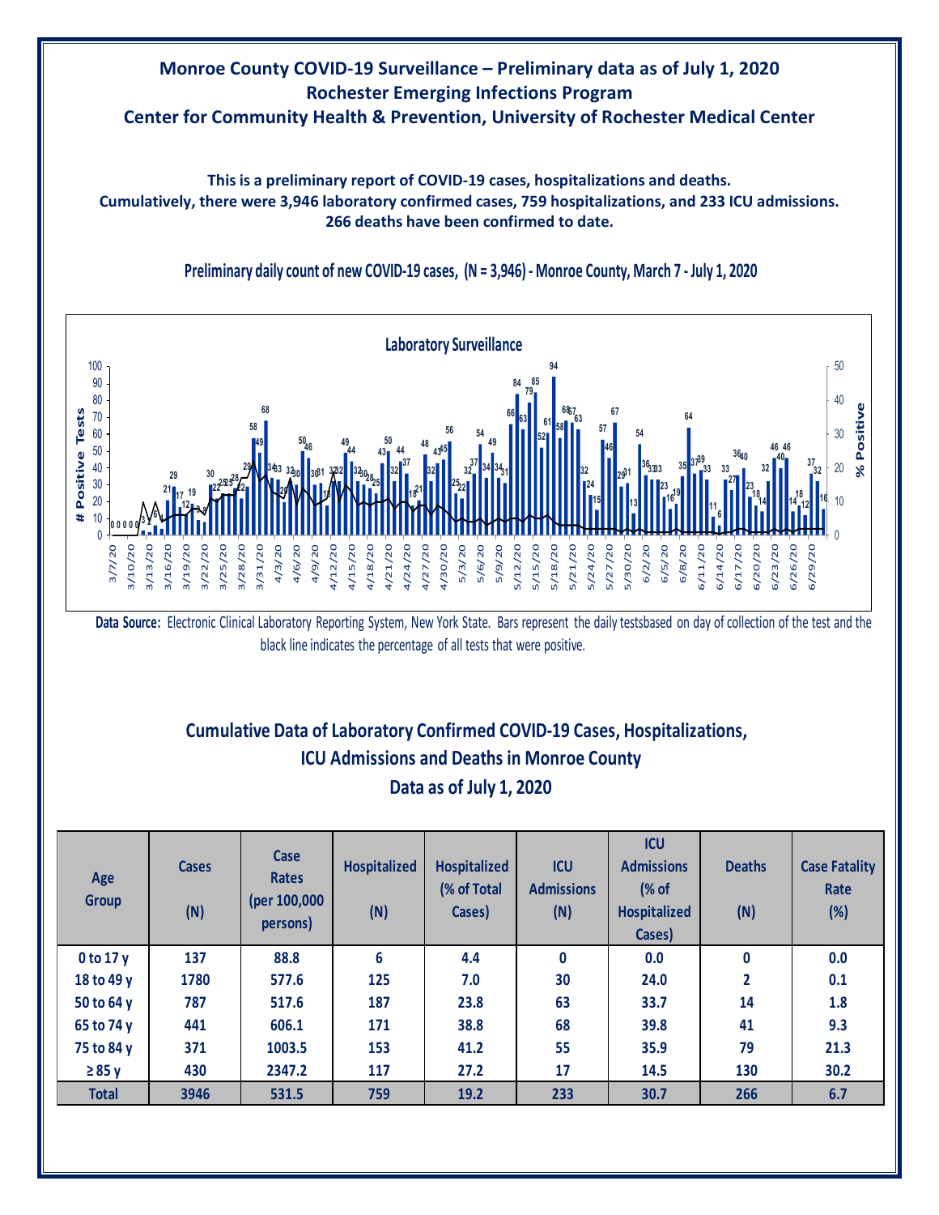# Monroe County COVID-19 Surveillance – Preliminary data as of July 1, 2020
## Rochester Emerging Infections Program
## Center for Community Health & Prevention, University of Rochester Medical Center

**This is a preliminary report of COVID-19 cases, hospitalizations and deaths.**
**Cumulatively, there were 3,946 laboratory confirmed cases, 759 hospitalizations, and 233 ICU admissions.**
**266 deaths have been confirmed to date.**

### Preliminary daily count of new COVID-19 cases, (N = 3,946) - Monroe County, March 7 - July 1, 2020

**Data Source:** Electronic Clinical Laboratory Reporting System, New York State. Bars represent the daily testsbased on day of collection of the test and the black line indicates the percentage of all tests that were positive.

### Cumulative Data of Laboratory Confirmed COVID-19 Cases, Hospitalizations, ICU Admissions and Deaths in Monroe County
### Data as of July 1, 2020

| Age Group | Cases (N) | Case Rates (per 100,000 persons) | Hospitalized (N) | Hospitalized (% of Total Cases) | ICU Admissions (N) | ICU Admissions (% of Hospitalized Cases) | Deaths (N) | Case Fatality Rate (%) |
|---|---|---|---|---|---|---|---|---|
| 0 to 17 y | 137 | 88.8 | 6 | 4.4 | 0 | 0.0 | 0 | 0.0 |
| 18 to 49 y | 1780 | 577.6 | 125 | 7.0 | 30 | 24.0 | 2 | 0.1 |
| 50 to 64 y | 787 | 517.6 | 187 | 23.8 | 63 | 33.7 | 14 | 1.8 |
| 65 to 74 y | 441 | 606.1 | 171 | 38.8 | 68 | 39.8 | 41 | 9.3 |
| 75 to 84 y | 371 | 1003.5 | 153 | 41.2 | 55 | 35.9 | 79 | 21.3 |
| ≥ 85 y | 430 | 2347.2 | 117 | 27.2 | 17 | 14.5 | 130 | 30.2 |
| **Total** | **3946** | **531.5** | **759** | **19.2** | **233** | **30.7** | **266** | **6.7** |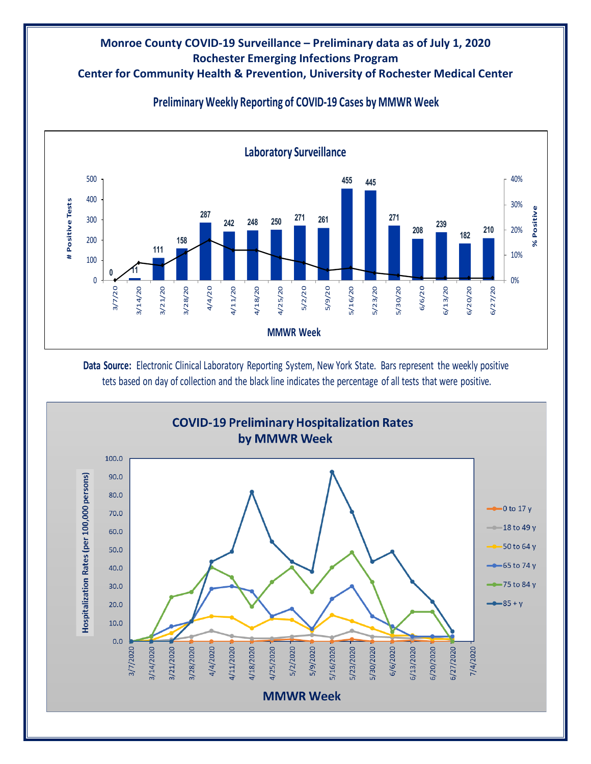# Monroe County COVID-19 Surveillance – Preliminary data as of July 1, 2020

## Rochester Emerging Infections Program

## Center for Community Health & Prevention, University of Rochester Medical Center

### Preliminary Weekly Reporting of COVID-19 Cases by MMWR Week

**Laboratory Surveillance**

| MMWR Week | # Positive Tests |
|---|---|
| 3/7/20 | 0 |
| 3/14/20 | 11 |
| 3/21/20 | 111 |
| 3/28/20 | 158 |
| 4/4/20 | 287 |
| 4/11/20 | 242 |
| 4/18/20 | 248 |
| 4/25/20 | 250 |
| 5/2/20 | 271 |
| 5/9/20 | 261 |
| 5/16/20 | 455 |
| 5/23/20 | 445 |
| 5/30/20 | 271 |
| 6/6/20 | 208 |
| 6/13/20 | 239 |
| 6/20/20 | 182 |
| 6/27/20 | 210 |

**Data Source:** Electronic Clinical Laboratory Reporting System, New York State. Bars represent the weekly positive tets based on day of collection and the black line indicates the percentage of all tests that were positive.

**COVID-19 Preliminary Hospitalization Rates by MMWR Week**

Hospitalization Rates (per 100,000 persons) by MMWR Week (3/7/2020 – 7/4/2020) for age groups: 0 to 17 y, 18 to 49 y, 50 to 64 y, 65 to 74 y, 75 to 84 y, 85 + y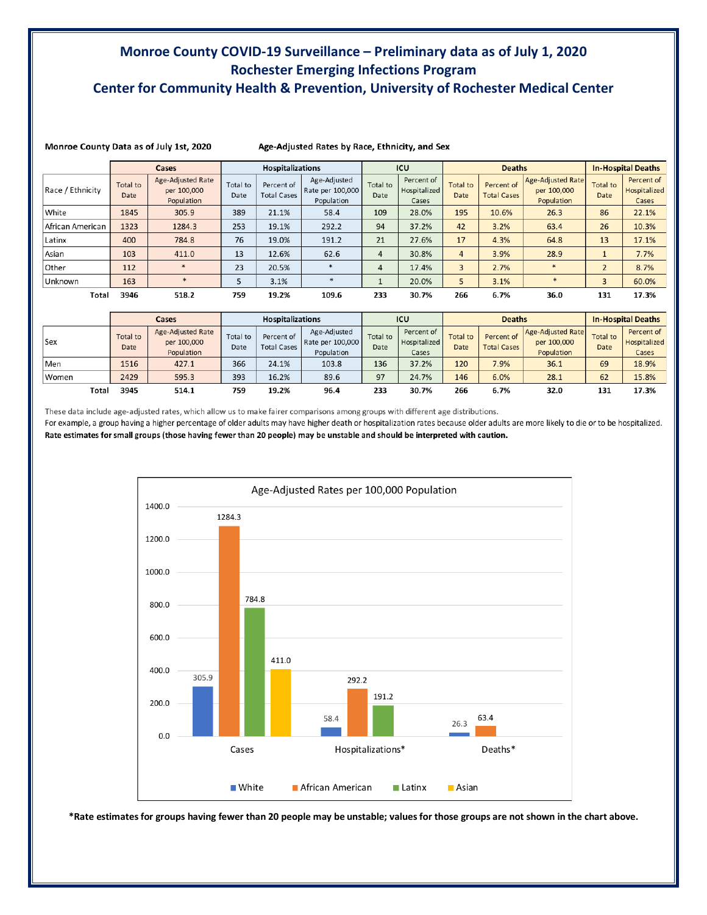# Monroe County COVID-19 Surveillance – Preliminary data as of July 1, 2020
## Rochester Emerging Infections Program
## Center for Community Health & Prevention, University of Rochester Medical Center

**Monroe County Data as of July 1st, 2020** **Age-Adjusted Rates by Race, Ethnicity, and Sex**

| | Cases | | Hospitalizations | | | ICU | | Deaths | | | In-Hospital Deaths | |
|---|---|---|---|---|---|---|---|---|---|---|---|---|
| Race / Ethnicity | Total to Date | Age-Adjusted Rate per 100,000 Population | Total to Date | Percent of Total Cases | Age-Adjusted Rate per 100,000 Population | Total to Date | Percent of Hospitalized Cases | Total to Date | Percent of Total Cases | Age-Adjusted Rate per 100,000 Population | Total to Date | Percent of Hospitalized Cases |
| White | 1845 | 305.9 | 389 | 21.1% | 58.4 | 109 | 28.0% | 195 | 10.6% | 26.3 | 86 | 22.1% |
| African American | 1323 | 1284.3 | 253 | 19.1% | 292.2 | 94 | 37.2% | 42 | 3.2% | 63.4 | 26 | 10.3% |
| Latinx | 400 | 784.8 | 76 | 19.0% | 191.2 | 21 | 27.6% | 17 | 4.3% | 64.8 | 13 | 17.1% |
| Asian | 103 | 411.0 | 13 | 12.6% | 62.6 | 4 | 30.8% | 4 | 3.9% | 28.9 | 1 | 7.7% |
| Other | 112 | * | 23 | 20.5% | * | 4 | 17.4% | 3 | 2.7% | * | 2 | 8.7% |
| Unknown | 163 | * | 5 | 3.1% | * | 1 | 20.0% | 5 | 3.1% | * | 3 | 60.0% |
| **Total** | **3946** | **518.2** | **759** | **19.2%** | **109.6** | **233** | **30.7%** | **266** | **6.7%** | **36.0** | **131** | **17.3%** |

| | Cases | | Hospitalizations | | | ICU | | Deaths | | | In-Hospital Deaths | |
|---|---|---|---|---|---|---|---|---|---|---|---|---|
| Sex | Total to Date | Age-Adjusted Rate per 100,000 Population | Total to Date | Percent of Total Cases | Age-Adjusted Rate per 100,000 Population | Total to Date | Percent of Hospitalized Cases | Total to Date | Percent of Total Cases | Age-Adjusted Rate per 100,000 Population | Total to Date | Percent of Hospitalized Cases |
| Men | 1516 | 427.1 | 366 | 24.1% | 103.8 | 136 | 37.2% | 120 | 7.9% | 36.1 | 69 | 18.9% |
| Women | 2429 | 595.3 | 393 | 16.2% | 89.6 | 97 | 24.7% | 146 | 6.0% | 28.1 | 62 | 15.8% |
| **Total** | **3945** | **514.1** | **759** | **19.2%** | **96.4** | **233** | **30.7%** | **266** | **6.7%** | **32.0** | **131** | **17.3%** |

These data include age-adjusted rates, which allow us to make fairer comparisons among groups with different age distributions.
For example, a group having a higher percentage of older adults may have higher death or hospitalization rates because older adults are more likely to die or to be hospitalized.
**Rate estimates for small groups (those having fewer than 20 people) may be unstable and should be interpreted with caution.**

Age-Adjusted Rates per 100,000 Population

1400.0
1200.0
1000.0
800.0
600.0
400.0
200.0
0.0

1284.3
784.8
411.0
305.9
292.2
191.2
58.4
63.4
26.3

Cases
Hospitalizations*
Deaths*

White
African American
Latinx
Asian

**\*Rate estimates for groups having fewer than 20 people may be unstable; values for those groups are not shown in the chart above.**